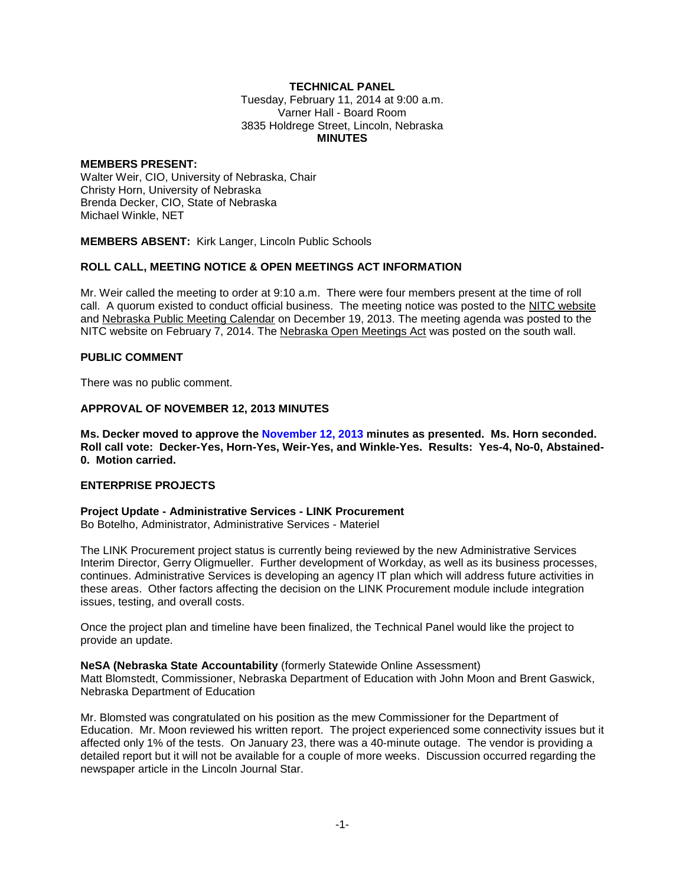**TECHNICAL PANEL**
Tuesday, February 11, 2014 at 9:00 a.m.
Varner Hall - Board Room
3835 Holdrege Street, Lincoln, Nebraska
**MINUTES**

**MEMBERS PRESENT:**
Walter Weir, CIO, University of Nebraska, Chair
Christy Horn, University of Nebraska
Brenda Decker, CIO, State of Nebraska
Michael Winkle, NET

**MEMBERS ABSENT:** Kirk Langer, Lincoln Public Schools

**ROLL CALL, MEETING NOTICE & OPEN MEETINGS ACT INFORMATION**

Mr. Weir called the meeting to order at 9:10 a.m. There were four members present at the time of roll call. A quorum existed to conduct official business. The meeting notice was posted to the NITC website and Nebraska Public Meeting Calendar on December 19, 2013. The meeting agenda was posted to the NITC website on February 7, 2014. The Nebraska Open Meetings Act was posted on the south wall.

**PUBLIC COMMENT**

There was no public comment.

**APPROVAL OF NOVEMBER 12, 2013 MINUTES**

**Ms. Decker moved to approve the November 12, 2013 minutes as presented. Ms. Horn seconded. Roll call vote: Decker-Yes, Horn-Yes, Weir-Yes, and Winkle-Yes. Results: Yes-4, No-0, Abstained-0. Motion carried.**

**ENTERPRISE PROJECTS**

**Project Update - Administrative Services - LINK Procurement**
Bo Botelho, Administrator, Administrative Services - Materiel

The LINK Procurement project status is currently being reviewed by the new Administrative Services Interim Director, Gerry Oligmueller. Further development of Workday, as well as its business processes, continues. Administrative Services is developing an agency IT plan which will address future activities in these areas. Other factors affecting the decision on the LINK Procurement module include integration issues, testing, and overall costs.

Once the project plan and timeline have been finalized, the Technical Panel would like the project to provide an update.

**NeSA (Nebraska State Accountability** (formerly Statewide Online Assessment)
Matt Blomstedt, Commissioner, Nebraska Department of Education with John Moon and Brent Gaswick, Nebraska Department of Education

Mr. Blomsted was congratulated on his position as the mew Commissioner for the Department of Education. Mr. Moon reviewed his written report. The project experienced some connectivity issues but it affected only 1% of the tests. On January 23, there was a 40-minute outage. The vendor is providing a detailed report but it will not be available for a couple of more weeks. Discussion occurred regarding the newspaper article in the Lincoln Journal Star.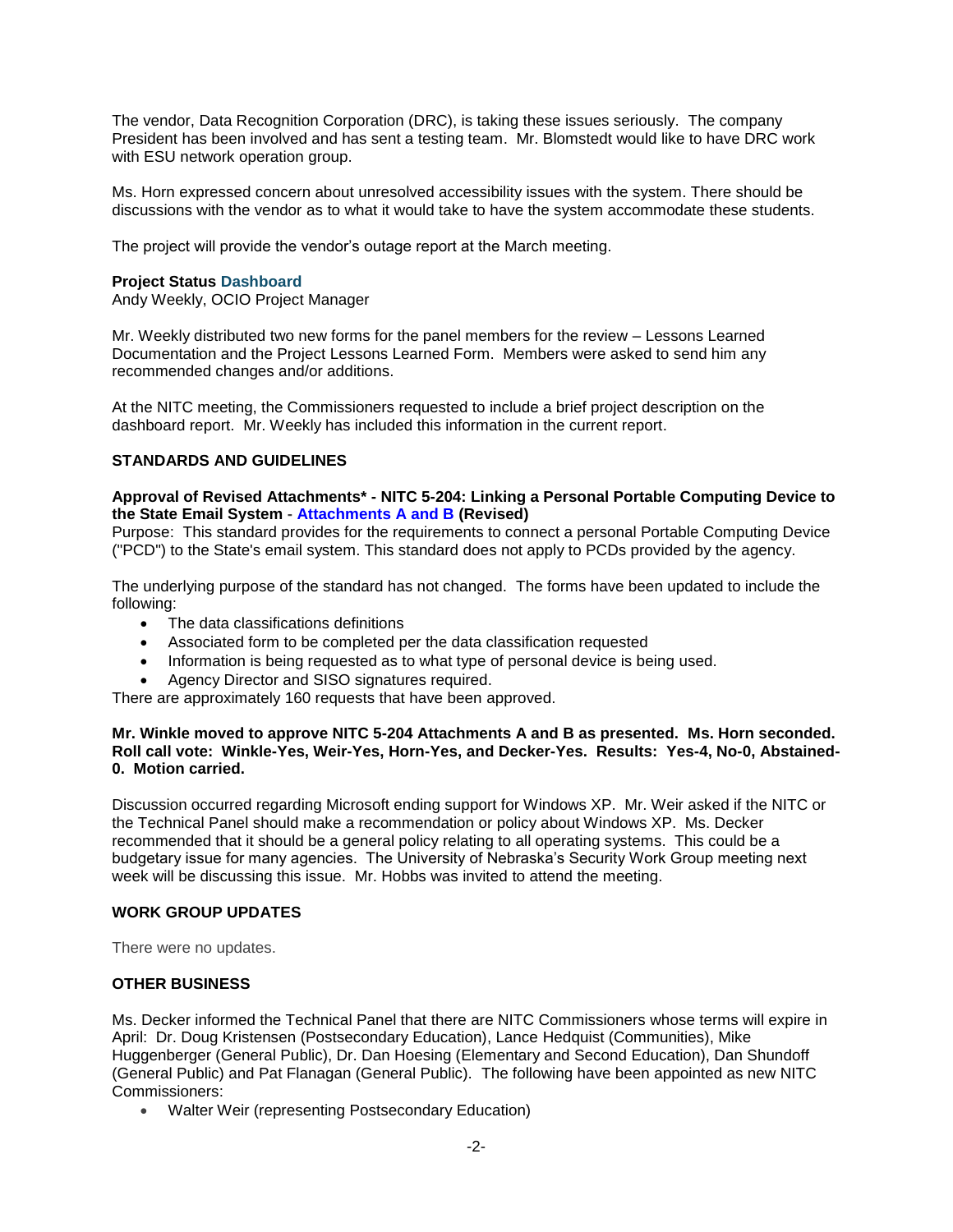The vendor, Data Recognition Corporation (DRC), is taking these issues seriously. The company President has been involved and has sent a testing team. Mr. Blomstedt would like to have DRC work with ESU network operation group.

Ms. Horn expressed concern about unresolved accessibility issues with the system. There should be discussions with the vendor as to what it would take to have the system accommodate these students.

The project will provide the vendor's outage report at the March meeting.

**Project Status Dashboard**
Andy Weekly, OCIO Project Manager

Mr. Weekly distributed two new forms for the panel members for the review – Lessons Learned Documentation and the Project Lessons Learned Form. Members were asked to send him any recommended changes and/or additions.

At the NITC meeting, the Commissioners requested to include a brief project description on the dashboard report. Mr. Weekly has included this information in the current report.

## STANDARDS AND GUIDELINES

**Approval of Revised Attachments* - NITC 5-204: Linking a Personal Portable Computing Device to the State Email System - Attachments A and B (Revised)**
Purpose: This standard provides for the requirements to connect a personal Portable Computing Device ("PCD") to the State's email system. This standard does not apply to PCDs provided by the agency.

The underlying purpose of the standard has not changed. The forms have been updated to include the following:

- The data classifications definitions
- Associated form to be completed per the data classification requested
- Information is being requested as to what type of personal device is being used.
- Agency Director and SISO signatures required.

There are approximately 160 requests that have been approved.

**Mr. Winkle moved to approve NITC 5-204 Attachments A and B as presented. Ms. Horn seconded. Roll call vote: Winkle-Yes, Weir-Yes, Horn-Yes, and Decker-Yes. Results: Yes-4, No-0, Abstained-0. Motion carried.**

Discussion occurred regarding Microsoft ending support for Windows XP. Mr. Weir asked if the NITC or the Technical Panel should make a recommendation or policy about Windows XP. Ms. Decker recommended that it should be a general policy relating to all operating systems. This could be a budgetary issue for many agencies. The University of Nebraska's Security Work Group meeting next week will be discussing this issue. Mr. Hobbs was invited to attend the meeting.

## WORK GROUP UPDATES

There were no updates.

## OTHER BUSINESS

Ms. Decker informed the Technical Panel that there are NITC Commissioners whose terms will expire in April: Dr. Doug Kristensen (Postsecondary Education), Lance Hedquist (Communities), Mike Huggenberger (General Public), Dr. Dan Hoesing (Elementary and Second Education), Dan Shundoff (General Public) and Pat Flanagan (General Public). The following have been appointed as new NITC Commissioners:

- Walter Weir (representing Postsecondary Education)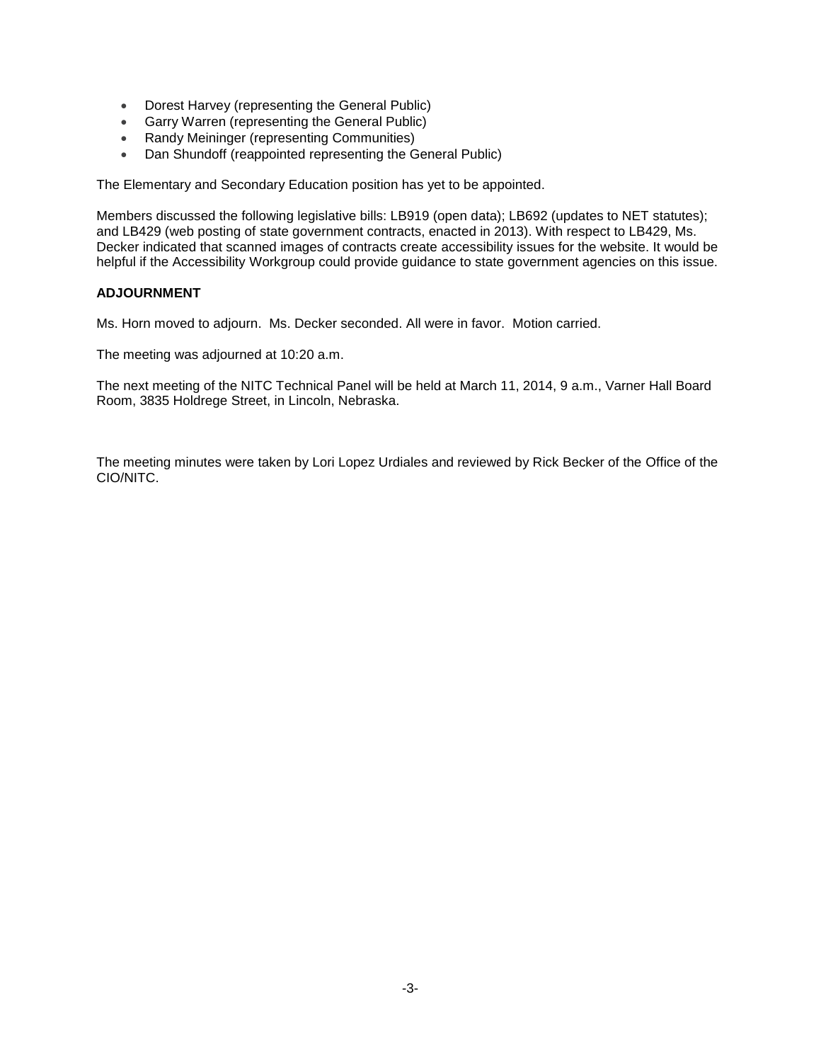- Dorest Harvey (representing the General Public)
- Garry Warren (representing the General Public)
- Randy Meininger (representing Communities)
- Dan Shundoff (reappointed representing the General Public)

The Elementary and Secondary Education position has yet to be appointed.

Members discussed the following legislative bills: LB919 (open data); LB692 (updates to NET statutes); and LB429 (web posting of state government contracts, enacted in 2013). With respect to LB429, Ms. Decker indicated that scanned images of contracts create accessibility issues for the website. It would be helpful if the Accessibility Workgroup could provide guidance to state government agencies on this issue.

**ADJOURNMENT**

Ms. Horn moved to adjourn. Ms. Decker seconded. All were in favor. Motion carried.

The meeting was adjourned at 10:20 a.m.

The next meeting of the NITC Technical Panel will be held at March 11, 2014, 9 a.m., Varner Hall Board Room, 3835 Holdrege Street, in Lincoln, Nebraska.

The meeting minutes were taken by Lori Lopez Urdiales and reviewed by Rick Becker of the Office of the CIO/NITC.